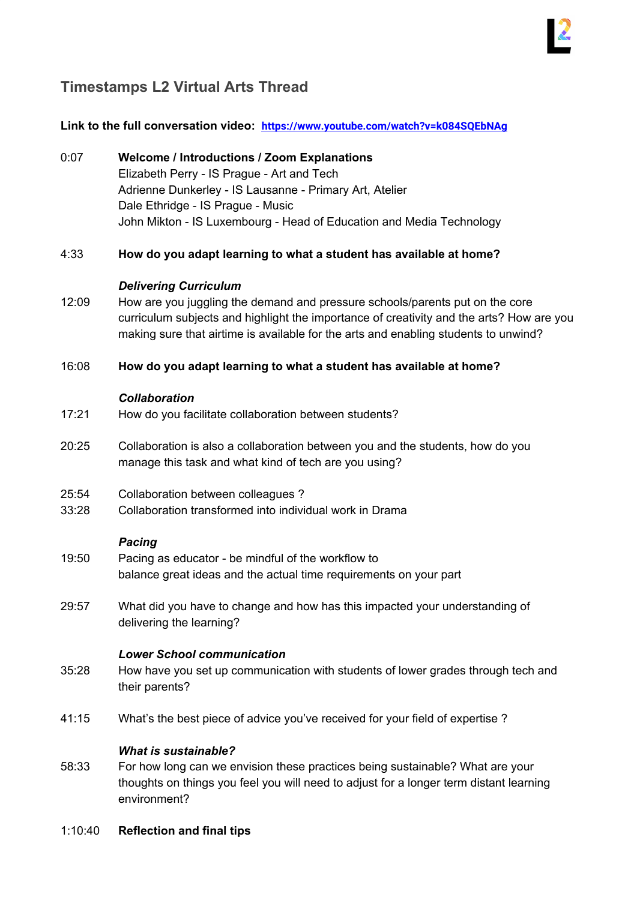# Timestamps L2 Virtual Arts Thread

**Link to the full conversation video:** **https://www.youtube.com/watch?v=k084SQEbNAg**

0:07 **Welcome / Introductions / Zoom Explanations**
Elizabeth Perry - IS Prague - Art and Tech
Adrienne Dunkerley - IS Lausanne - Primary Art, Atelier
Dale Ethridge - IS Prague - Music
John Mikton - IS Luxembourg - Head of Education and Media Technology

4:33 **How do you adapt learning to what a student has available at home?**

***Delivering Curriculum***

12:09 How are you juggling the demand and pressure schools/parents put on the core curriculum subjects and highlight the importance of creativity and the arts? How are you making sure that airtime is available for the arts and enabling students to unwind?

16:08 **How do you adapt learning to what a student has available at home?**

***Collaboration***

17:21 How do you facilitate collaboration between students?

20:25 Collaboration is also a collaboration between you and the students, how do you manage this task and what kind of tech are you using?

25:54 Collaboration between colleagues ?
33:28 Collaboration transformed into individual work in Drama

***Pacing***

19:50 Pacing as educator - be mindful of the workflow to balance great ideas and the actual time requirements on your part

29:57 What did you have to change and how has this impacted your understanding of delivering the learning?

***Lower School communication***

35:28 How have you set up communication with students of lower grades through tech and their parents?

41:15 What's the best piece of advice you've received for your field of expertise ?

***What is sustainable?***

58:33 For how long can we envision these practices being sustainable? What are your thoughts on things you feel you will need to adjust for a longer term distant learning environment?

1:10:40 **Reflection and final tips**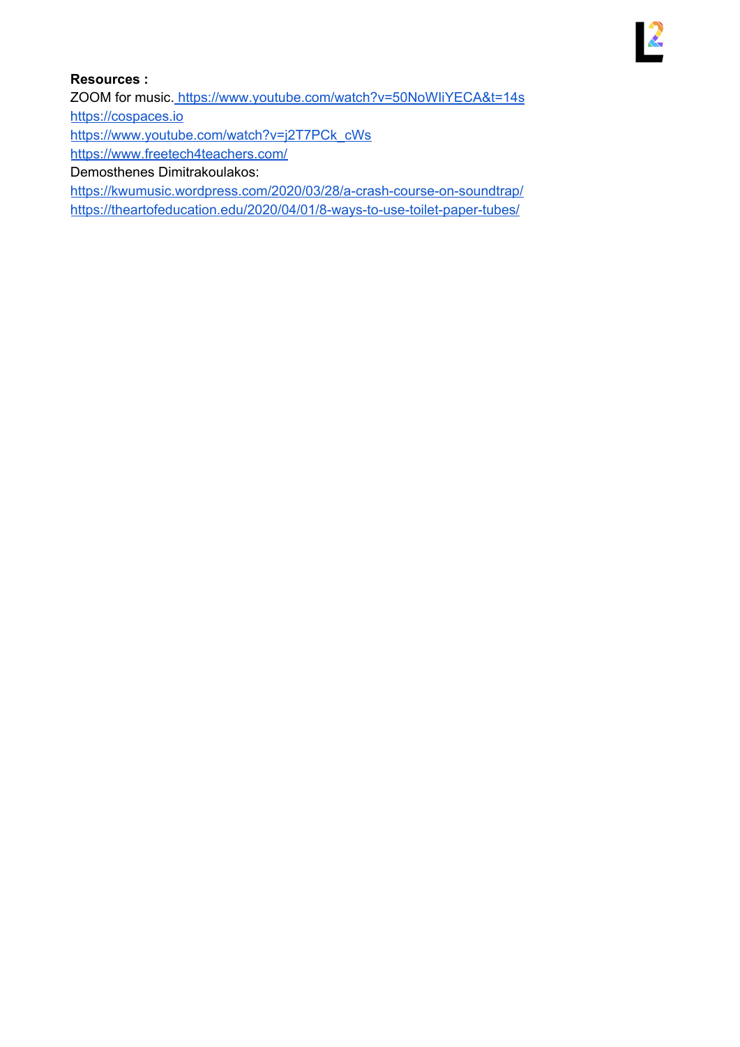**Resources :**

ZOOM for music. https://www.youtube.com/watch?v=50NoWIiYECA&t=14s

https://cospaces.io

https://www.youtube.com/watch?v=j2T7PCk_cWs

https://www.freetech4teachers.com/

Demosthenes Dimitrakoulakos:

https://kwumusic.wordpress.com/2020/03/28/a-crash-course-on-soundtrap/

https://theartofeducation.edu/2020/04/01/8-ways-to-use-toilet-paper-tubes/